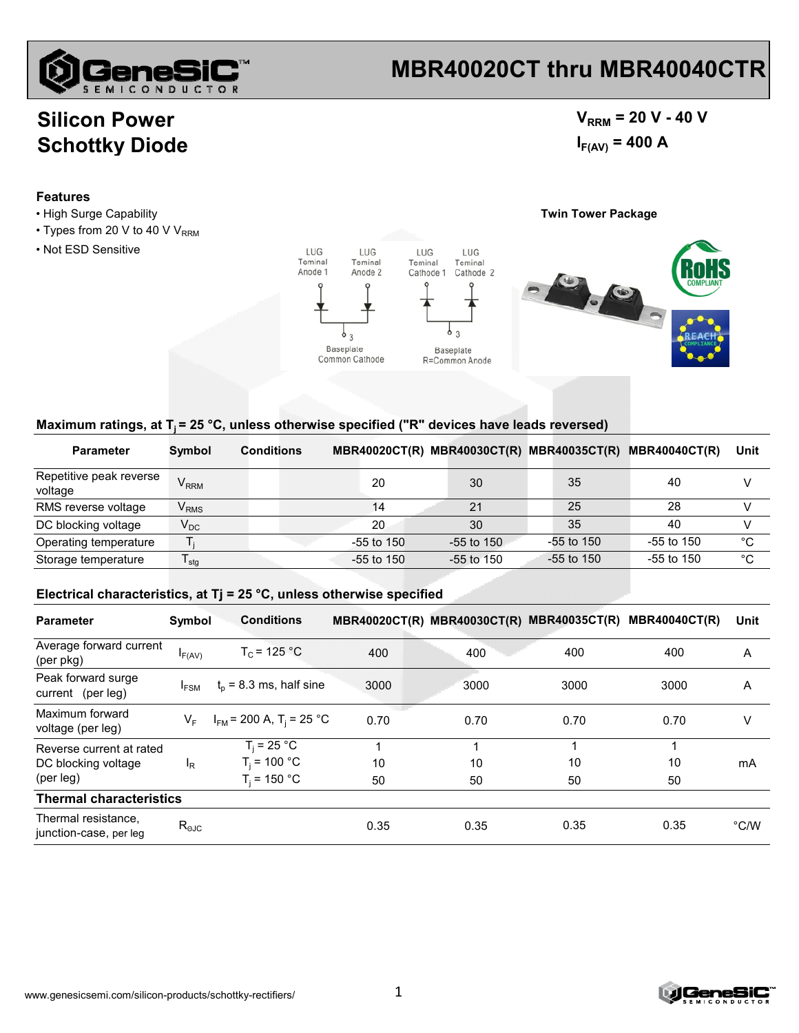# MBR40020CT thru MBR40040CTR

## Silicon Power Schottky Diode

$V_{RRM}$ = 20 V - 40 V

$I_{F(AV)}$ = 400 A

### Features

- High Surge Capability
- Types from 20 V to 40 V $V_{RRM}$
- Not ESD Sensitive

**Twin Tower Package**

LUG Teminal Anode 1 · LUG Teminal Anode 2 · Baseplate Common Cathode

LUG Teminal Cathode 1 · LUG Teminal Cathode 2 · Baseplate R=Common Anode

### Maximum ratings, at $T_j$ = 25 °C, unless otherwise specified ("R" devices have leads reversed)

| Parameter | Symbol | Conditions | MBR40020CT(R) | MBR40030CT(R) | MBR40035CT(R) | MBR40040CT(R) | Unit |
|---|---|---|---|---|---|---|---|
| Repetitive peak reverse voltage | $V_{RRM}$ | | 20 | 30 | 35 | 40 | V |
| RMS reverse voltage | $V_{RMS}$ | | 14 | 21 | 25 | 28 | V |
| DC blocking voltage | $V_{DC}$ | | 20 | 30 | 35 | 40 | V |
| Operating temperature | $T_j$ | | -55 to 150 | -55 to 150 | -55 to 150 | -55 to 150 | °C |
| Storage temperature | $T_{stg}$ | | -55 to 150 | -55 to 150 | -55 to 150 | -55 to 150 | °C |

### Electrical characteristics, at Tj = 25 °C, unless otherwise specified

| Parameter | Symbol | Conditions | MBR40020CT(R) | MBR40030CT(R) | MBR40035CT(R) | MBR40040CT(R) | Unit |
|---|---|---|---|---|---|---|---|
| Average forward current (per pkg) | $I_{F(AV)}$ | $T_C$ = 125 °C | 400 | 400 | 400 | 400 | A |
| Peak forward surge current (per leg) | $I_{FSM}$ | $t_p$ = 8.3 ms, half sine | 3000 | 3000 | 3000 | 3000 | A |
| Maximum forward voltage (per leg) | $V_F$ | $I_{FM}$ = 200 A, $T_j$ = 25 °C | 0.70 | 0.70 | 0.70 | 0.70 | V |
| Reverse current at rated DC blocking voltage (per leg) | $I_R$ | $T_j$ = 25 °C | 1 | 1 | 1 | 1 | mA |
| | | $T_j$ = 100 °C | 10 | 10 | 10 | 10 | |
| | | $T_j$ = 150 °C | 50 | 50 | 50 | 50 | |
| **Thermal characteristics** | | | | | | | |
| Thermal resistance, junction-case, per leg | $R_{\Theta JC}$ | | 0.35 | 0.35 | 0.35 | 0.35 | °C/W |

www.genesicsemi.com/silicon-products/schottky-rectifiers/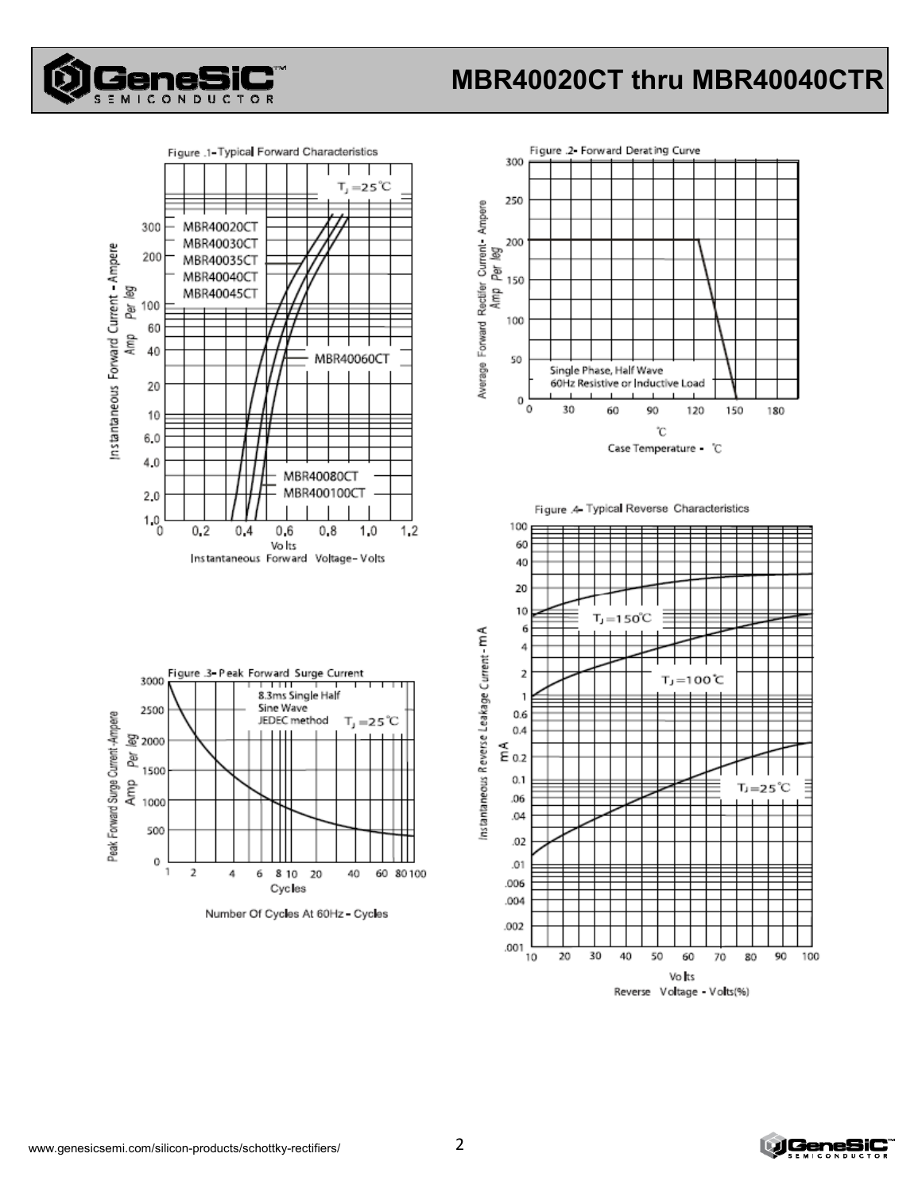Figure .1- Typical Forward Characteristics

$T_J = 25°C$

MBR40020CT
MBR40030CT
MBR40035CT
MBR40040CT
MBR40045CT

MBR40060CT

MBR40080CT
MBR400100CT

Instantaneous Forward Current - Ampere Amp Per leg

Volts
Instantaneous Forward Voltage - Volts

Figure .2- Forward Derating Curve

Single Phase, Half Wave
60Hz Resistive or Inductive Load

Average Forward Rectifier Current - Ampere Amp Per leg

℃
Case Temperature - ℃

Figure .3- Peak Forward Surge Current

8.3ms Single Half
Sine Wave
JEDEC method

$T_J = 25°C$

Peak Forward Surge Current - Ampere Amp Per leg

Cycles
Number Of Cycles At 60Hz - Cycles

Figure .4- Typical Reverse Characteristics

$T_J = 150°C$

$T_J = 100°C$

$T_J = 25°C$

Instantaneous Reverse Leakage Current - mA

mA

Volts
Reverse Voltage - Volts(%)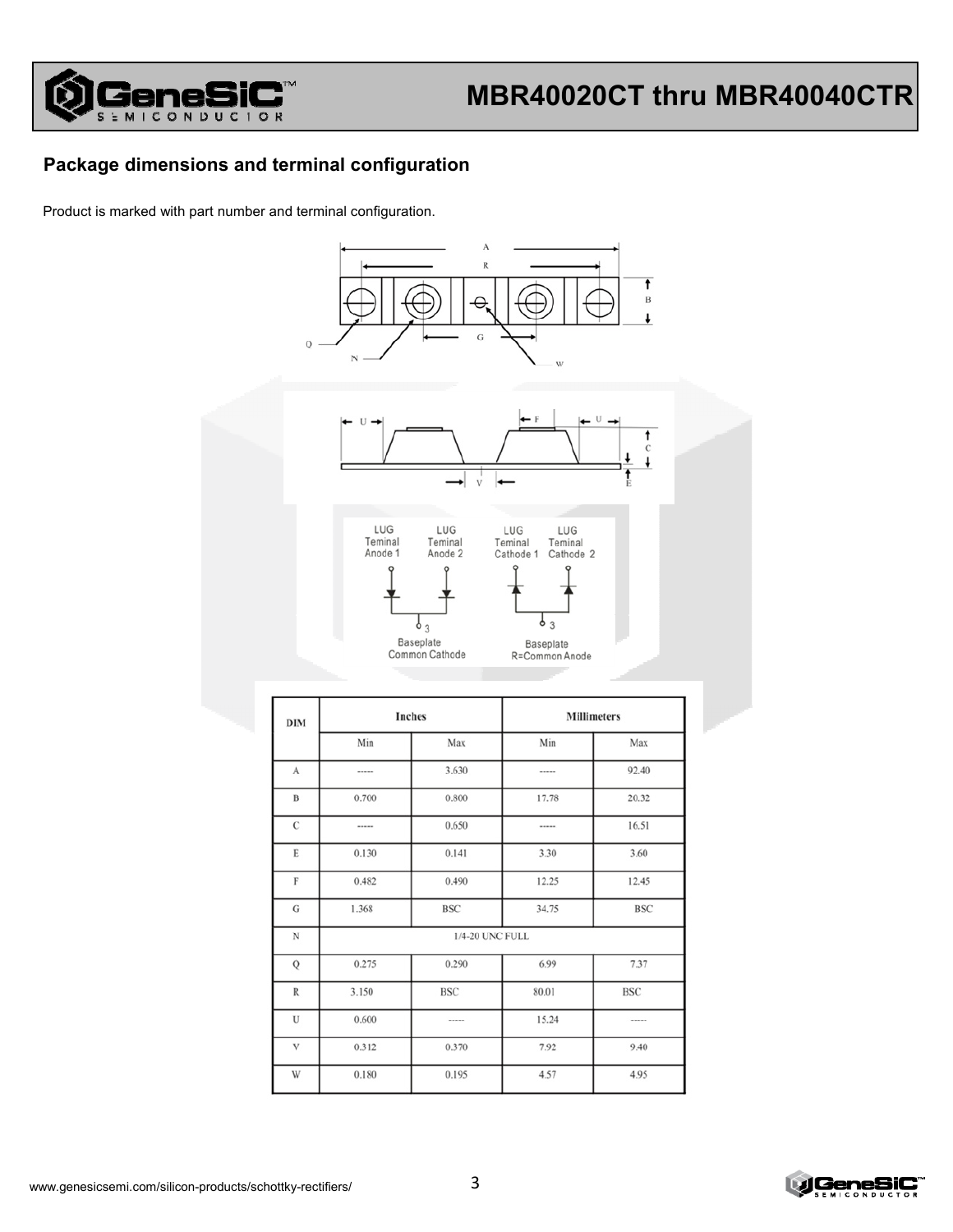## Package dimensions and terminal configuration

Product is marked with part number and terminal configuration.

A

R

B

Q

N

G

W

U

F

U

C

V

E

LUG Teminal Anode 1

LUG Teminal Anode 2

3

Baseplate Common Cathode

LUG Teminal Cathode 1

LUG Teminal Cathode 2

3

Baseplate R=Common Anode

| DIM | Inches | | Millimeters | |
|---|---|---|---|---|
| | Min | Max | Min | Max |
| A | ----- | 3.630 | ----- | 92.40 |
| B | 0.700 | 0.800 | 17.78 | 20.32 |
| C | ----- | 0.650 | ----- | 16.51 |
| E | 0.130 | 0.141 | 3.30 | 3.60 |
| F | 0.482 | 0.490 | 12.25 | 12.45 |
| G | 1.368 | BSC | 34.75 | BSC |
| N | 1/4-20 UNC FULL | | | |
| Q | 0.275 | 0.290 | 6.99 | 7.37 |
| R | 3.150 | BSC | 80.01 | BSC |
| U | 0.600 | ----- | 15.24 | ----- |
| V | 0.312 | 0.370 | 7.92 | 9.40 |
| W | 0.180 | 0.195 | 4.57 | 4.95 |

www.genesicsemi.com/silicon-products/schottky-rectifiers/